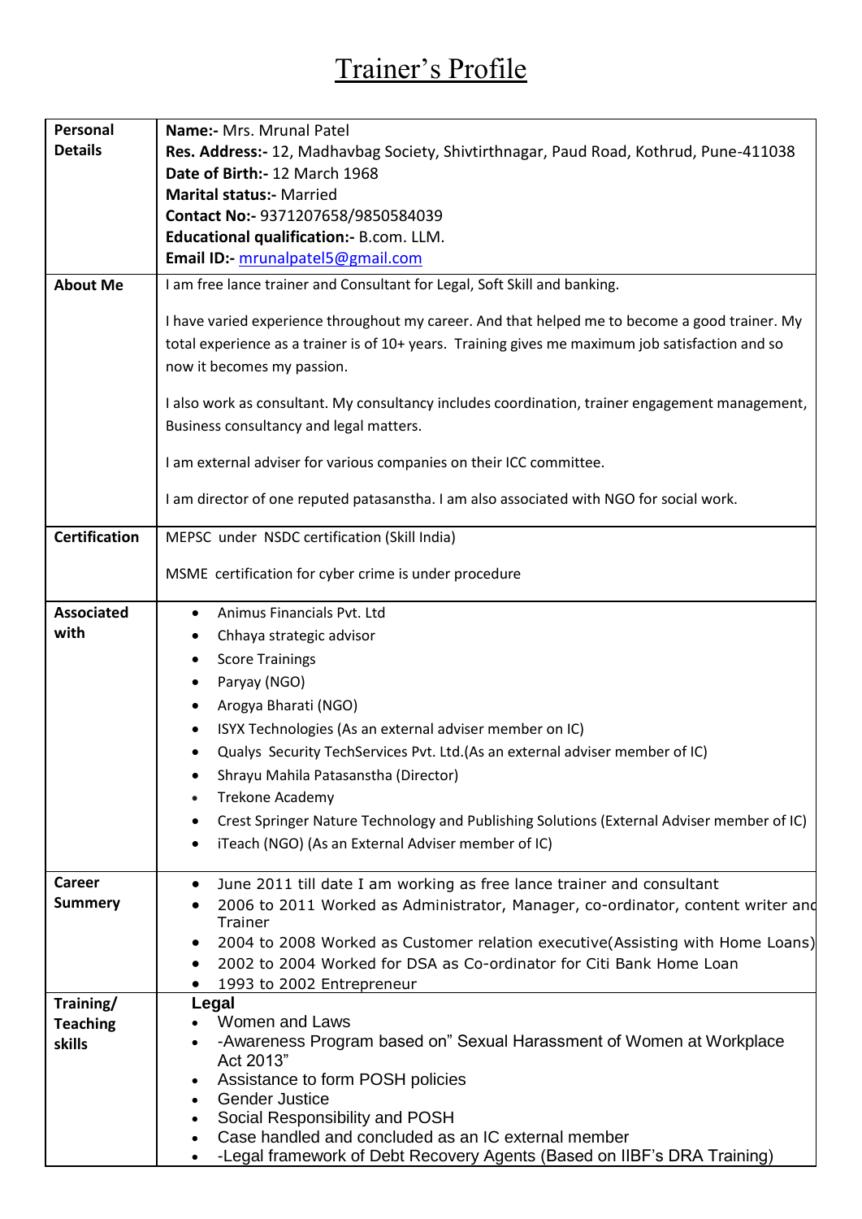# Trainer's Profile

| Personal Details | **Name:-** Mrs. Mrunal Patel<br>**Res. Address:-** 12, Madhavbag Society, Shivtirthnagar, Paud Road, Kothrud, Pune-411038<br>**Date of Birth:-** 12 March 1968<br>**Marital status:-** Married<br>**Contact No:-** 9371207658/9850584039<br>**Educational qualification:-** B.com. LLM.<br>**Email ID:-** mrunalpatel5@gmail.com |
|---|---|
| **About Me** | I am free lance trainer and Consultant for Legal, Soft Skill and banking.<br><br>I have varied experience throughout my career. And that helped me to become a good trainer. My total experience as a trainer is of 10+ years. Training gives me maximum job satisfaction and so now it becomes my passion.<br><br>I also work as consultant. My consultancy includes coordination, trainer engagement management, Business consultancy and legal matters.<br><br>I am external adviser for various companies on their ICC committee.<br><br>I am director of one reputed patasanstha. I am also associated with NGO for social work. |
| **Certification** | MEPSC under NSDC certification (Skill India)<br><br>MSME certification for cyber crime is under procedure |
| **Associated with** | • Animus Financials Pvt. Ltd<br>• Chhaya strategic advisor<br>• Score Trainings<br>• Paryay (NGO)<br>• Arogya Bharati (NGO)<br>• ISYX Technologies (As an external adviser member on IC)<br>• Qualys Security TechServices Pvt. Ltd.(As an external adviser member of IC)<br>• Shrayu Mahila Patasanstha (Director)<br>• Trekone Academy<br>• Crest Springer Nature Technology and Publishing Solutions (External Adviser member of IC)<br>• iTeach (NGO) (As an External Adviser member of IC) |
| **Career Summery** | • June 2011 till date I am working as free lance trainer and consultant<br>• 2006 to 2011 Worked as Administrator, Manager, co-ordinator, content writer and Trainer<br>• 2004 to 2008 Worked as Customer relation executive(Assisting with Home Loans)<br>• 2002 to 2004 Worked for DSA as Co-ordinator for Citi Bank Home Loan<br>• 1993 to 2002 Entrepreneur |
| **Training/ Teaching skills** | **Legal**<br>• Women and Laws<br>• -Awareness Program based on" Sexual Harassment of Women at Workplace Act 2013"<br>• Assistance to form POSH policies<br>• Gender Justice<br>• Social Responsibility and POSH<br>• Case handled and concluded as an IC external member<br>• -Legal framework of Debt Recovery Agents (Based on IIBF's DRA Training) |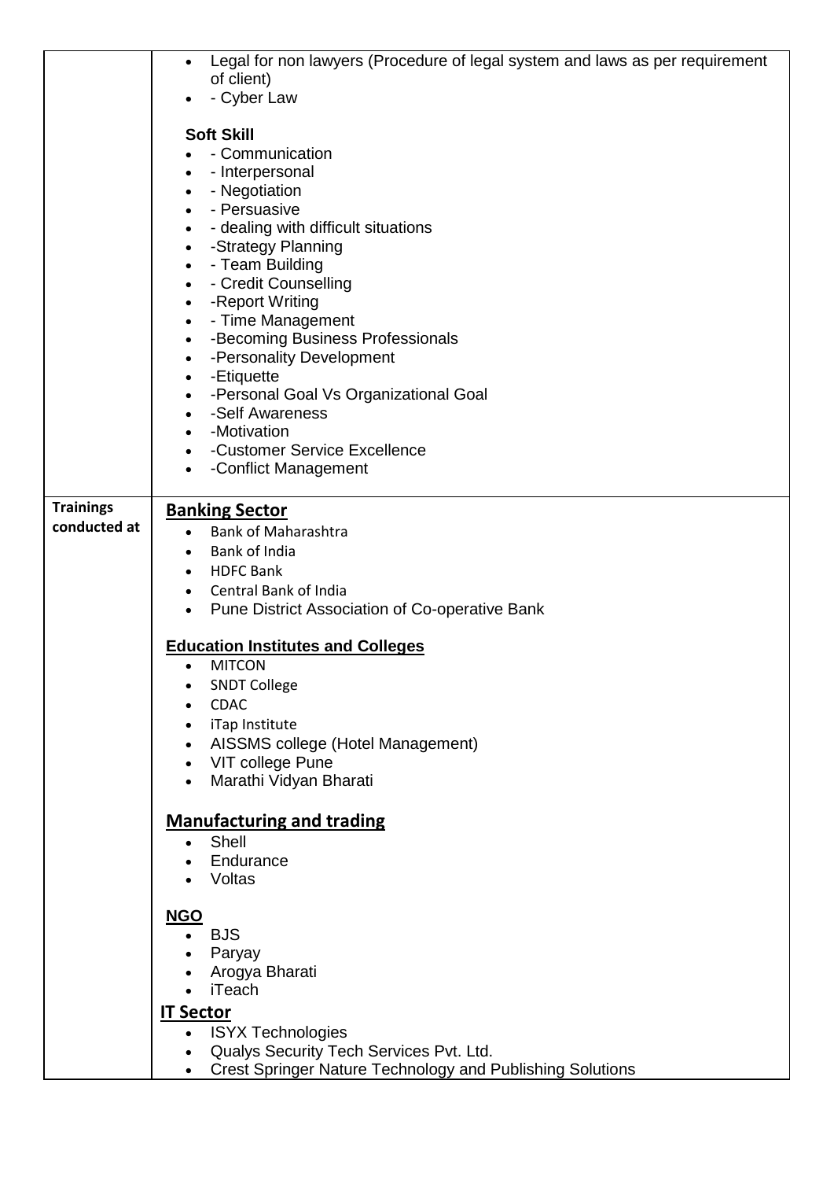| | |
|---|---|
| | • Legal for non lawyers (Procedure of legal system and laws as per requirement of client)<br>• - Cyber Law<br><br>**Soft Skill**<br>• - Communication<br>• - Interpersonal<br>• - Negotiation<br>• - Persuasive<br>• - dealing with difficult situations<br>• -Strategy Planning<br>• - Team Building<br>• - Credit Counselling<br>• -Report Writing<br>• - Time Management<br>• -Becoming Business Professionals<br>• -Personality Development<br>• -Etiquette<br>• -Personal Goal Vs Organizational Goal<br>• -Self Awareness<br>• -Motivation<br>• -Customer Service Excellence<br>• -Conflict Management |
| **Trainings conducted at** | **Banking Sector**<br>• Bank of Maharashtra<br>• Bank of India<br>• HDFC Bank<br>• Central Bank of India<br>• Pune District Association of Co-operative Bank<br><br>**Education Institutes and Colleges**<br>• MITCON<br>• SNDT College<br>• CDAC<br>• iTap Institute<br>• AISSMS college (Hotel Management)<br>• VIT college Pune<br>• Marathi Vidyan Bharati<br><br>**Manufacturing and trading**<br>• Shell<br>• Endurance<br>• Voltas<br><br>**NGO**<br>• BJS<br>• Paryay<br>• Arogya Bharati<br>• iTeach<br><br>**IT Sector**<br>• ISYX Technologies<br>• Qualys Security Tech Services Pvt. Ltd.<br>• Crest Springer Nature Technology and Publishing Solutions |